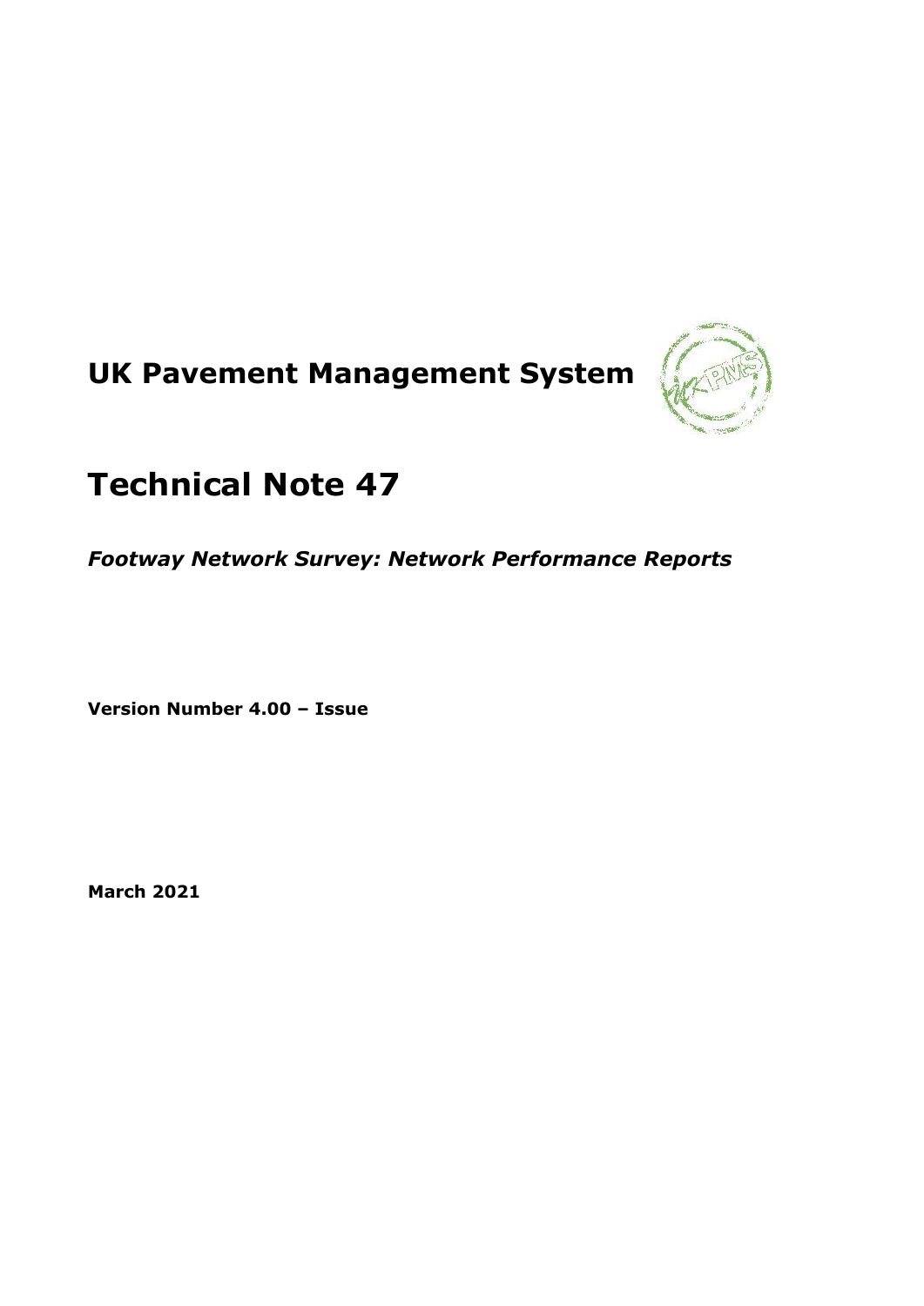# UK Pavement Management System

# Technical Note 47

***Footway Network Survey: Network Performance Reports***

**Version Number 4.00 – Issue**

**March 2021**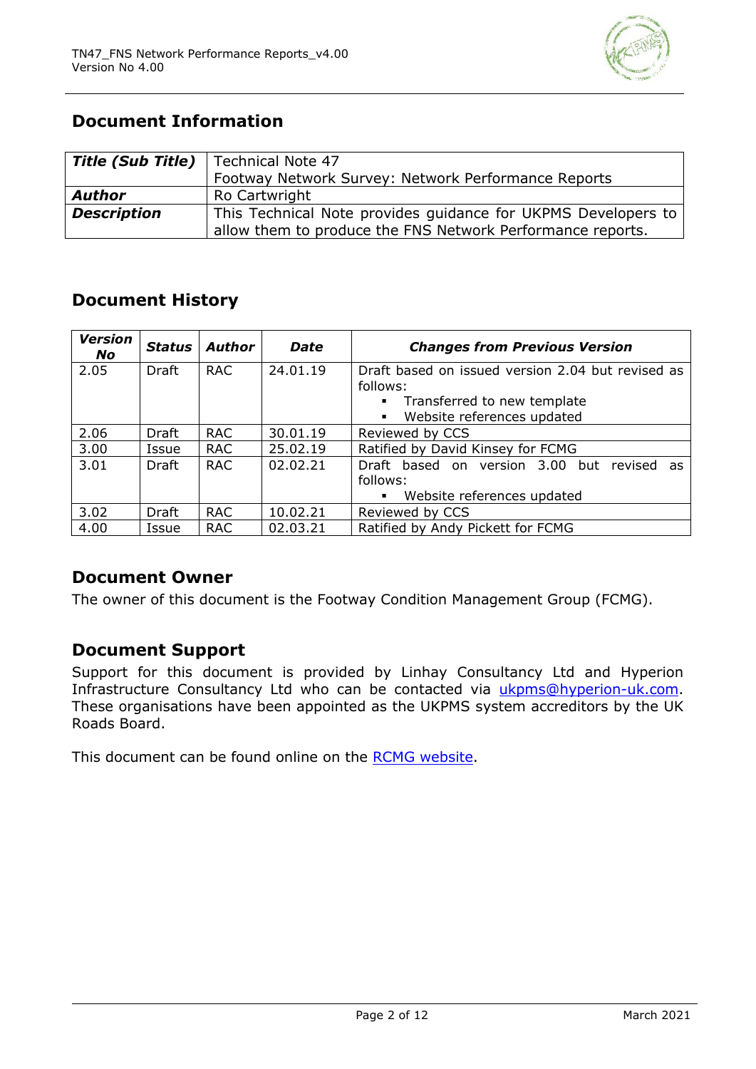## Document Information

| **Title (Sub Title)** | Technical Note 47<br>Footway Network Survey: Network Performance Reports |
|---|---|
| **Author** | Ro Cartwright |
| **Description** | This Technical Note provides guidance for UKPMS Developers to allow them to produce the FNS Network Performance reports. |

## Document History

| *Version No* | *Status* | *Author* | *Date* | *Changes from Previous Version* |
|---|---|---|---|---|
| 2.05 | Draft | RAC | 24.01.19 | Draft based on issued version 2.04 but revised as follows:<br>▪ Transferred to new template<br>▪ Website references updated |
| 2.06 | Draft | RAC | 30.01.19 | Reviewed by CCS |
| 3.00 | Issue | RAC | 25.02.19 | Ratified by David Kinsey for FCMG |
| 3.01 | Draft | RAC | 02.02.21 | Draft based on version 3.00 but revised as follows:<br>▪ Website references updated |
| 3.02 | Draft | RAC | 10.02.21 | Reviewed by CCS |
| 4.00 | Issue | RAC | 02.03.21 | Ratified by Andy Pickett for FCMG |

## Document Owner

The owner of this document is the Footway Condition Management Group (FCMG).

## Document Support

Support for this document is provided by Linhay Consultancy Ltd and Hyperion Infrastructure Consultancy Ltd who can be contacted via ukpms@hyperion-uk.com. These organisations have been appointed as the UKPMS system accreditors by the UK Roads Board.

This document can be found online on the RCMG website.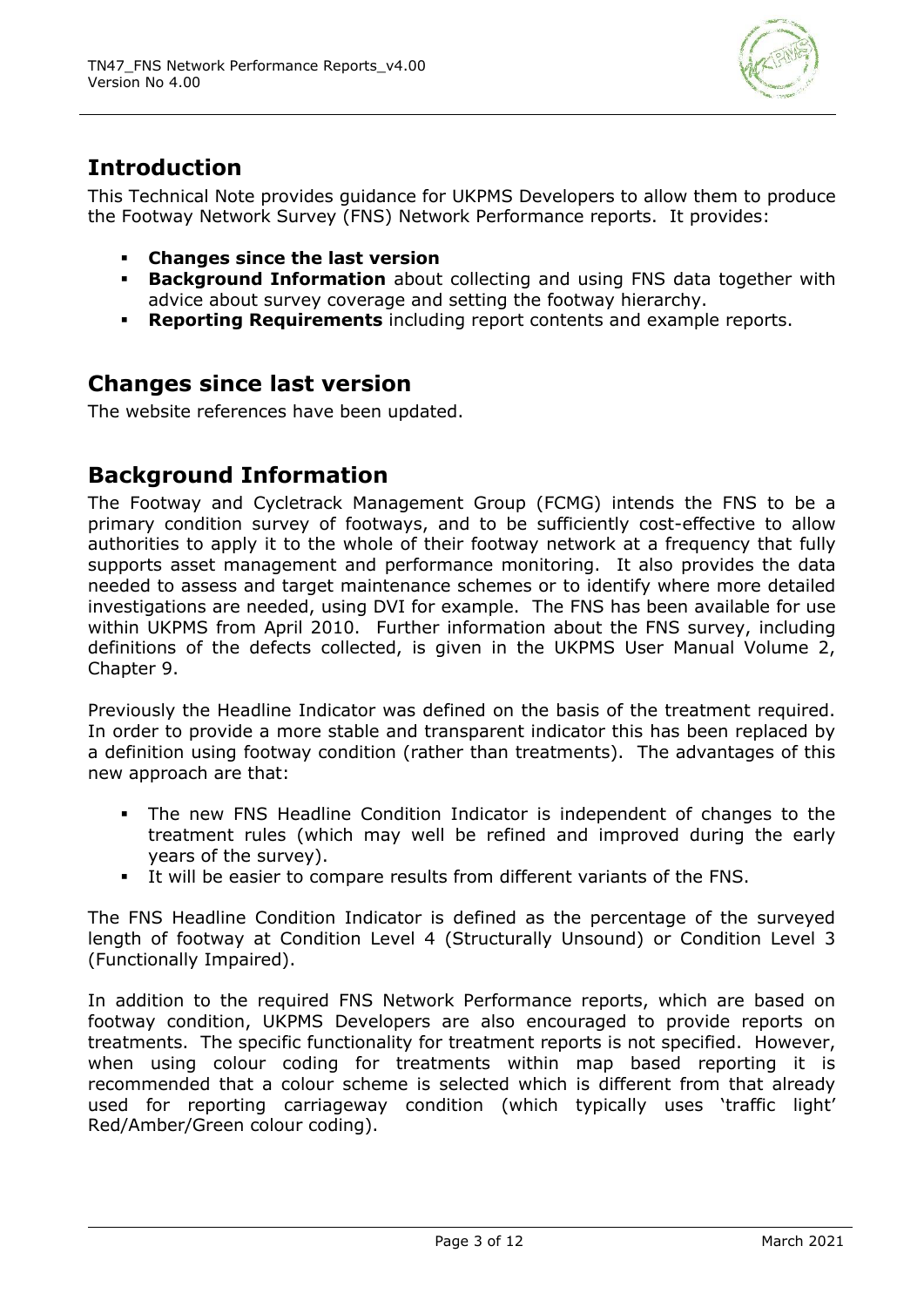## Introduction

This Technical Note provides guidance for UKPMS Developers to allow them to produce the Footway Network Survey (FNS) Network Performance reports. It provides:

- **Changes since the last version**
- **Background Information** about collecting and using FNS data together with advice about survey coverage and setting the footway hierarchy.
- **Reporting Requirements** including report contents and example reports.

## Changes since last version

The website references have been updated.

## Background Information

The Footway and Cycletrack Management Group (FCMG) intends the FNS to be a primary condition survey of footways, and to be sufficiently cost-effective to allow authorities to apply it to the whole of their footway network at a frequency that fully supports asset management and performance monitoring. It also provides the data needed to assess and target maintenance schemes or to identify where more detailed investigations are needed, using DVI for example. The FNS has been available for use within UKPMS from April 2010. Further information about the FNS survey, including definitions of the defects collected, is given in the UKPMS User Manual Volume 2, Chapter 9.

Previously the Headline Indicator was defined on the basis of the treatment required. In order to provide a more stable and transparent indicator this has been replaced by a definition using footway condition (rather than treatments). The advantages of this new approach are that:

- The new FNS Headline Condition Indicator is independent of changes to the treatment rules (which may well be refined and improved during the early years of the survey).
- It will be easier to compare results from different variants of the FNS.

The FNS Headline Condition Indicator is defined as the percentage of the surveyed length of footway at Condition Level 4 (Structurally Unsound) or Condition Level 3 (Functionally Impaired).

In addition to the required FNS Network Performance reports, which are based on footway condition, UKPMS Developers are also encouraged to provide reports on treatments. The specific functionality for treatment reports is not specified. However, when using colour coding for treatments within map based reporting it is recommended that a colour scheme is selected which is different from that already used for reporting carriageway condition (which typically uses 'traffic light' Red/Amber/Green colour coding).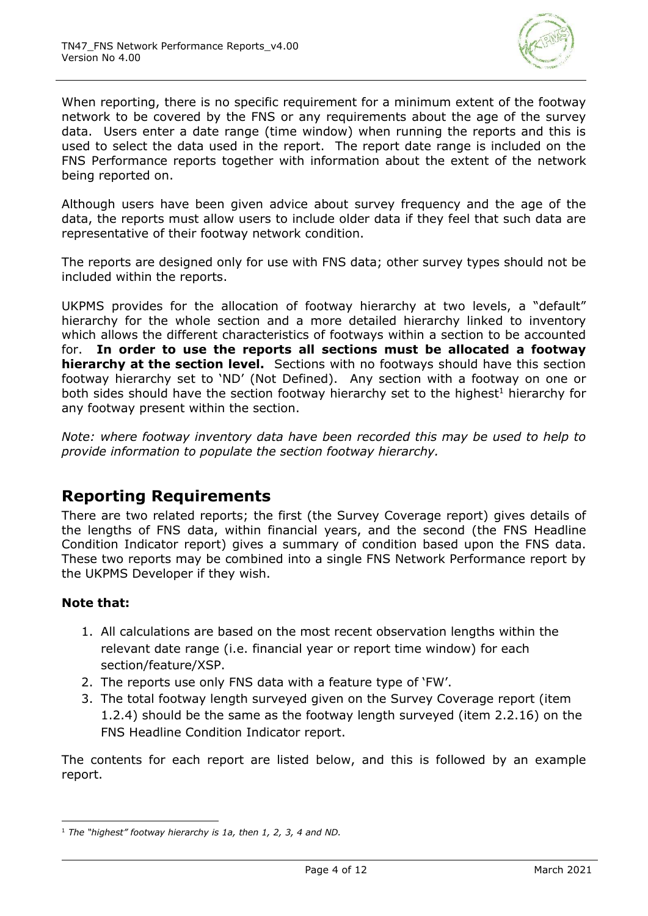When reporting, there is no specific requirement for a minimum extent of the footway network to be covered by the FNS or any requirements about the age of the survey data. Users enter a date range (time window) when running the reports and this is used to select the data used in the report. The report date range is included on the FNS Performance reports together with information about the extent of the network being reported on.

Although users have been given advice about survey frequency and the age of the data, the reports must allow users to include older data if they feel that such data are representative of their footway network condition.

The reports are designed only for use with FNS data; other survey types should not be included within the reports.

UKPMS provides for the allocation of footway hierarchy at two levels, a "default" hierarchy for the whole section and a more detailed hierarchy linked to inventory which allows the different characteristics of footways within a section to be accounted for. **In order to use the reports all sections must be allocated a footway hierarchy at the section level.** Sections with no footways should have this section footway hierarchy set to 'ND' (Not Defined). Any section with a footway on one or both sides should have the section footway hierarchy set to the highest[1] hierarchy for any footway present within the section.

*Note: where footway inventory data have been recorded this may be used to help to provide information to populate the section footway hierarchy.*

## Reporting Requirements

There are two related reports; the first (the Survey Coverage report) gives details of the lengths of FNS data, within financial years, and the second (the FNS Headline Condition Indicator report) gives a summary of condition based upon the FNS data. These two reports may be combined into a single FNS Network Performance report by the UKPMS Developer if they wish.

**Note that:**

1. All calculations are based on the most recent observation lengths within the relevant date range (i.e. financial year or report time window) for each section/feature/XSP.
2. The reports use only FNS data with a feature type of 'FW'.
3. The total footway length surveyed given on the Survey Coverage report (item 1.2.4) should be the same as the footway length surveyed (item 2.2.16) on the FNS Headline Condition Indicator report.

The contents for each report are listed below, and this is followed by an example report.

[1] *The "highest" footway hierarchy is 1a, then 1, 2, 3, 4 and ND.*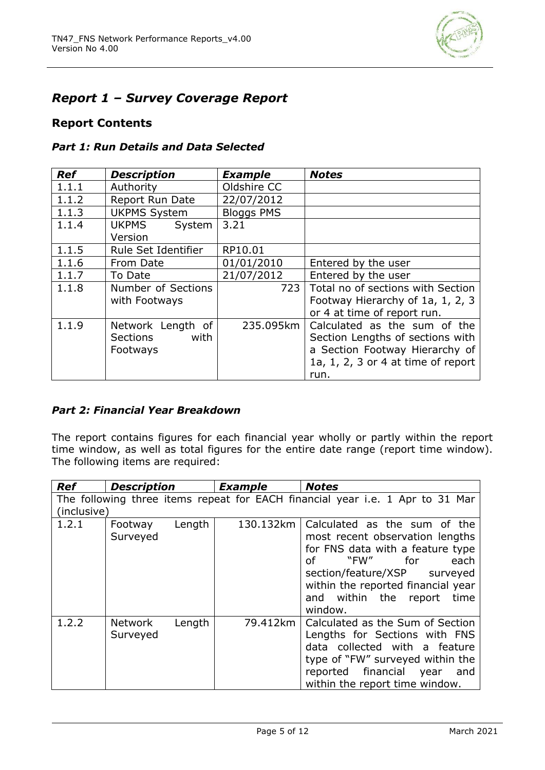## *Report 1 – Survey Coverage Report*

### **Report Contents**

#### ***Part 1: Run Details and Data Selected***

| *Ref* | *Description* | *Example* | *Notes* |
|---|---|---|---|
| 1.1.1 | Authority | Oldshire CC | |
| 1.1.2 | Report Run Date | 22/07/2012 | |
| 1.1.3 | UKPMS System | Bloggs PMS | |
| 1.1.4 | UKPMS System Version | 3.21 | |
| 1.1.5 | Rule Set Identifier | RP10.01 | |
| 1.1.6 | From Date | 01/01/2010 | Entered by the user |
| 1.1.7 | To Date | 21/07/2012 | Entered by the user |
| 1.1.8 | Number of Sections with Footways | 723 | Total no of sections with Section Footway Hierarchy of 1a, 1, 2, 3 or 4 at time of report run. |
| 1.1.9 | Network Length of Sections with Footways | 235.095km | Calculated as the sum of the Section Lengths of sections with a Section Footway Hierarchy of 1a, 1, 2, 3 or 4 at time of report run. |

#### ***Part 2: Financial Year Breakdown***

The report contains figures for each financial year wholly or partly within the report time window, as well as total figures for the entire date range (report time window). The following items are required:

| *Ref* | *Description* | *Example* | *Notes* |
|---|---|---|---|
| The following three items repeat for EACH financial year i.e. 1 Apr to 31 Mar (inclusive) | | | |
| 1.2.1 | Footway Length Surveyed | 130.132km | Calculated as the sum of the most recent observation lengths for FNS data with a feature type of "FW" for each section/feature/XSP surveyed within the reported financial year and within the report time window. |
| 1.2.2 | Network Length Surveyed | 79.412km | Calculated as the Sum of Section Lengths for Sections with FNS data collected with a feature type of "FW" surveyed within the reported financial year and within the report time window. |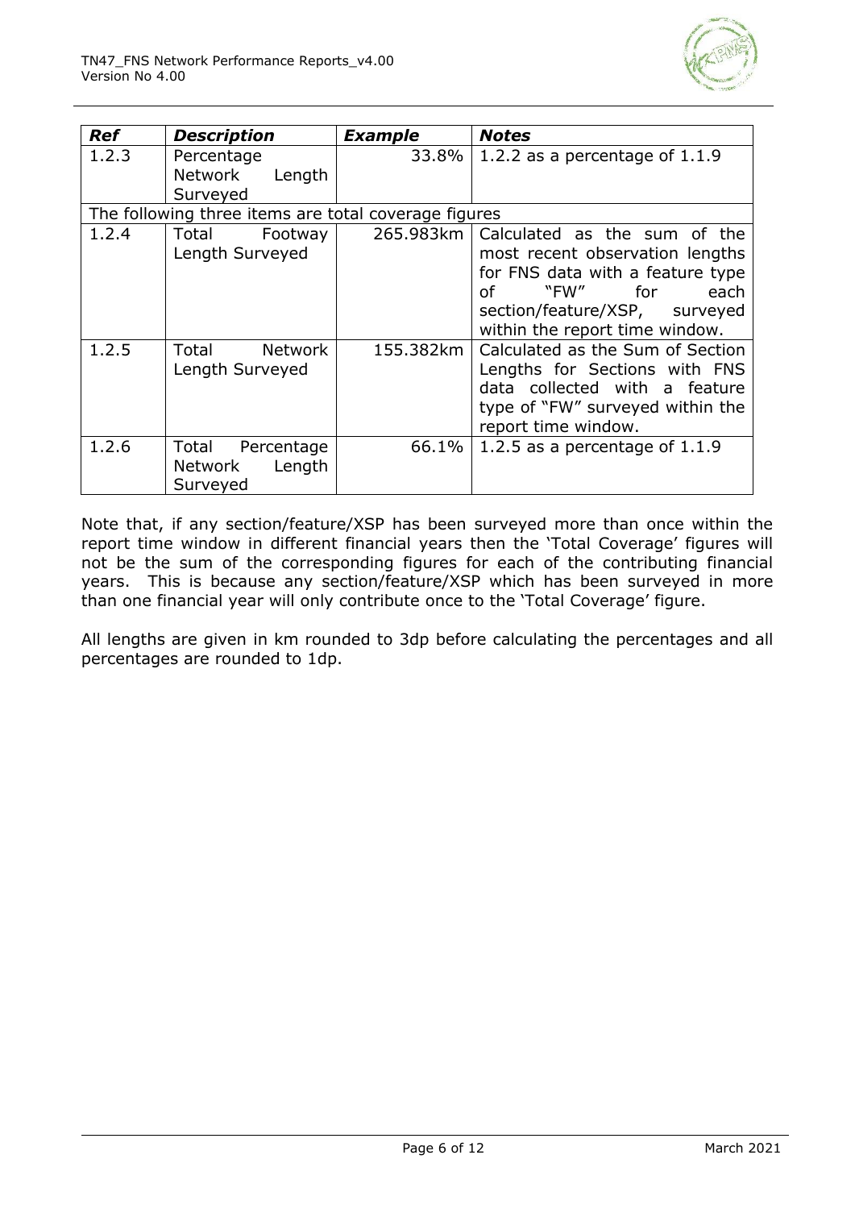| ***Ref*** | ***Description*** | ***Example*** | ***Notes*** |
|---|---|---|---|
| 1.2.3 | Percentage Network Length Surveyed | 33.8% | 1.2.2 as a percentage of 1.1.9 |
| The following three items are total coverage figures | | | |
| 1.2.4 | Total Footway Length Surveyed | 265.983km | Calculated as the sum of the most recent observation lengths for FNS data with a feature type of "FW" for each section/feature/XSP, surveyed within the report time window. |
| 1.2.5 | Total Network Length Surveyed | 155.382km | Calculated as the Sum of Section Lengths for Sections with FNS data collected with a feature type of "FW" surveyed within the report time window. |
| 1.2.6 | Total Percentage Network Length Surveyed | 66.1% | 1.2.5 as a percentage of 1.1.9 |

Note that, if any section/feature/XSP has been surveyed more than once within the report time window in different financial years then the 'Total Coverage' figures will not be the sum of the corresponding figures for each of the contributing financial years. This is because any section/feature/XSP which has been surveyed in more than one financial year will only contribute once to the 'Total Coverage' figure.

All lengths are given in km rounded to 3dp before calculating the percentages and all percentages are rounded to 1dp.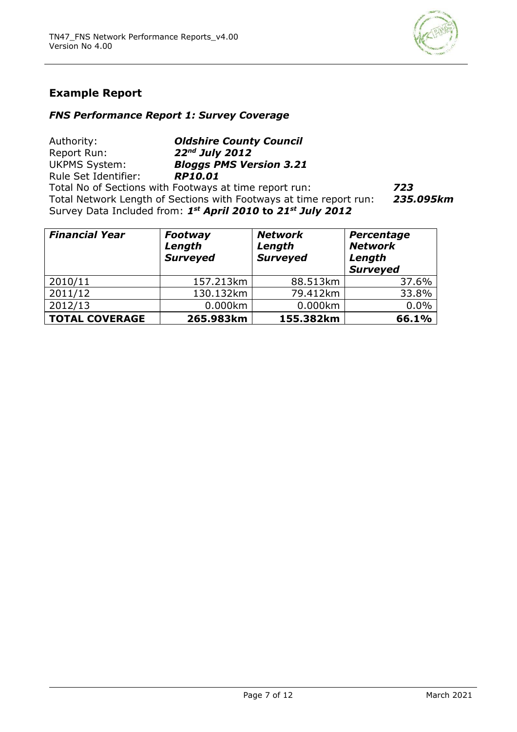## Example Report

### *FNS Performance Report 1: Survey Coverage*

Authority: ***Oldshire County Council***
Report Run: ***22nd July 2012***
UKPMS System: ***Bloggs PMS Version 3.21***
Rule Set Identifier: ***RP10.01***
Total No of Sections with Footways at time report run: ***723***
Total Network Length of Sections with Footways at time report run: ***235.095km***
Survey Data Included from: ***1st April 2010* to *21st July 2012***

| *Financial Year* | *Footway Length Surveyed* | *Network Length Surveyed* | *Percentage Network Length Surveyed* |
|---|---|---|---|
| 2010/11 | 157.213km | 88.513km | 37.6% |
| 2011/12 | 130.132km | 79.412km | 33.8% |
| 2012/13 | 0.000km | 0.000km | 0.0% |
| **TOTAL COVERAGE** | **265.983km** | **155.382km** | **66.1%** |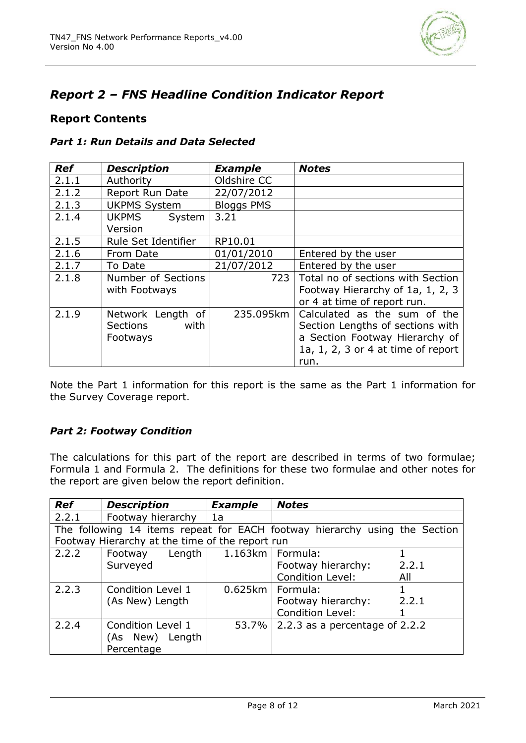## *Report 2 – FNS Headline Condition Indicator Report*

### Report Contents

#### *Part 1: Run Details and Data Selected*

| *Ref* | *Description* | *Example* | *Notes* |
|---|---|---|---|
| 2.1.1 | Authority | Oldshire CC | |
| 2.1.2 | Report Run Date | 22/07/2012 | |
| 2.1.3 | UKPMS System | Bloggs PMS | |
| 2.1.4 | UKPMS System Version | 3.21 | |
| 2.1.5 | Rule Set Identifier | RP10.01 | |
| 2.1.6 | From Date | 01/01/2010 | Entered by the user |
| 2.1.7 | To Date | 21/07/2012 | Entered by the user |
| 2.1.8 | Number of Sections with Footways | 723 | Total no of sections with Section Footway Hierarchy of 1a, 1, 2, 3 or 4 at time of report run. |
| 2.1.9 | Network Length of Sections with Footways | 235.095km | Calculated as the sum of the Section Lengths of sections with a Section Footway Hierarchy of 1a, 1, 2, 3 or 4 at time of report run. |

Note the Part 1 information for this report is the same as the Part 1 information for the Survey Coverage report.

#### *Part 2: Footway Condition*

The calculations for this part of the report are described in terms of two formulae; Formula 1 and Formula 2. The definitions for these two formulae and other notes for the report are given below the report definition.

| *Ref* | *Description* | *Example* | *Notes* |
|---|---|---|---|
| 2.2.1 | Footway hierarchy | 1a | |
| The following 14 items repeat for EACH footway hierarchy using the Section Footway Hierarchy at the time of the report run | | | |
| 2.2.2 | Footway Length Surveyed | 1.163km | Formula: 1<br>Footway hierarchy: 2.2.1<br>Condition Level: All |
| 2.2.3 | Condition Level 1 (As New) Length | 0.625km | Formula: 1<br>Footway hierarchy: 2.2.1<br>Condition Level: 1 |
| 2.2.4 | Condition Level 1 (As New) Length Percentage | 53.7% | 2.2.3 as a percentage of 2.2.2 |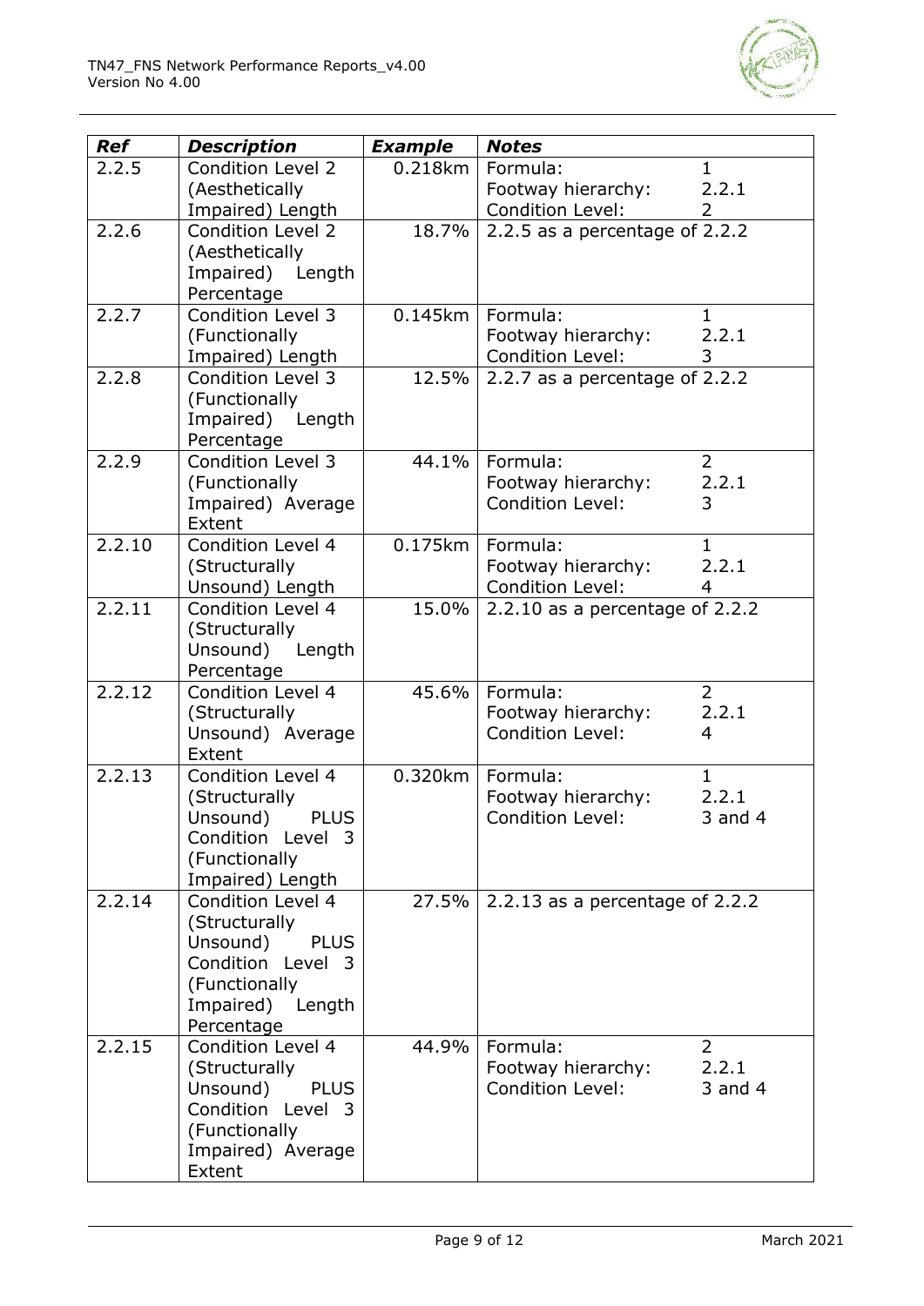| *Ref* | *Description* | *Example* | *Notes* |
|---|---|---|---|
| 2.2.5 | Condition Level 2 (Aesthetically Impaired) Length | 0.218km | Formula: 1<br>Footway hierarchy: 2.2.1<br>Condition Level: 2 |
| 2.2.6 | Condition Level 2 (Aesthetically Impaired) Length Percentage | 18.7% | 2.2.5 as a percentage of 2.2.2 |
| 2.2.7 | Condition Level 3 (Functionally Impaired) Length | 0.145km | Formula: 1<br>Footway hierarchy: 2.2.1<br>Condition Level: 3 |
| 2.2.8 | Condition Level 3 (Functionally Impaired) Length Percentage | 12.5% | 2.2.7 as a percentage of 2.2.2 |
| 2.2.9 | Condition Level 3 (Functionally Impaired) Average Extent | 44.1% | Formula: 2<br>Footway hierarchy: 2.2.1<br>Condition Level: 3 |
| 2.2.10 | Condition Level 4 (Structurally Unsound) Length | 0.175km | Formula: 1<br>Footway hierarchy: 2.2.1<br>Condition Level: 4 |
| 2.2.11 | Condition Level 4 (Structurally Unsound) Length Percentage | 15.0% | 2.2.10 as a percentage of 2.2.2 |
| 2.2.12 | Condition Level 4 (Structurally Unsound) Average Extent | 45.6% | Formula: 2<br>Footway hierarchy: 2.2.1<br>Condition Level: 4 |
| 2.2.13 | Condition Level 4 (Structurally Unsound) PLUS Condition Level 3 (Functionally Impaired) Length | 0.320km | Formula: 1<br>Footway hierarchy: 2.2.1<br>Condition Level: 3 and 4 |
| 2.2.14 | Condition Level 4 (Structurally Unsound) PLUS Condition Level 3 (Functionally Impaired) Length Percentage | 27.5% | 2.2.13 as a percentage of 2.2.2 |
| 2.2.15 | Condition Level 4 (Structurally Unsound) PLUS Condition Level 3 (Functionally Impaired) Average Extent | 44.9% | Formula: 2<br>Footway hierarchy: 2.2.1<br>Condition Level: 3 and 4 |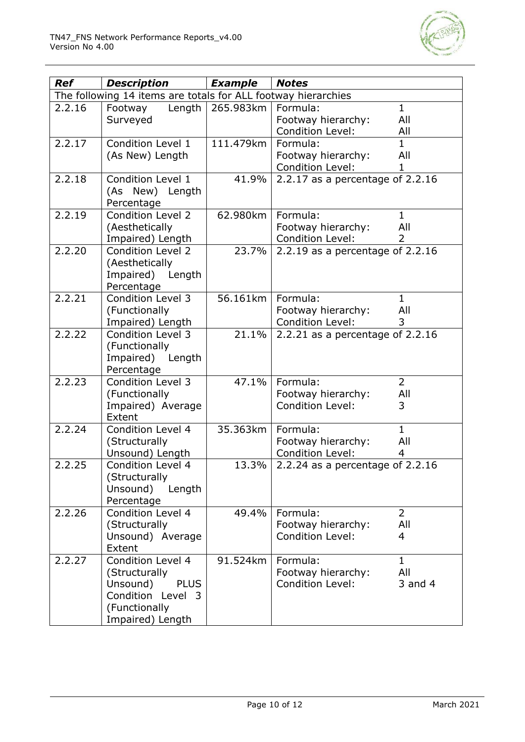| *Ref* | *Description* | *Example* | *Notes* |
|---|---|---|---|
| The following 14 items are totals for ALL footway hierarchies | | | |
| 2.2.16 | Footway Length Surveyed | 265.983km | Formula: 1<br>Footway hierarchy: All<br>Condition Level: All |
| 2.2.17 | Condition Level 1 (As New) Length | 111.479km | Formula: 1<br>Footway hierarchy: All<br>Condition Level: 1 |
| 2.2.18 | Condition Level 1 (As New) Length Percentage | 41.9% | 2.2.17 as a percentage of 2.2.16 |
| 2.2.19 | Condition Level 2 (Aesthetically Impaired) Length | 62.980km | Formula: 1<br>Footway hierarchy: All<br>Condition Level: 2 |
| 2.2.20 | Condition Level 2 (Aesthetically Impaired) Length Percentage | 23.7% | 2.2.19 as a percentage of 2.2.16 |
| 2.2.21 | Condition Level 3 (Functionally Impaired) Length | 56.161km | Formula: 1<br>Footway hierarchy: All<br>Condition Level: 3 |
| 2.2.22 | Condition Level 3 (Functionally Impaired) Length Percentage | 21.1% | 2.2.21 as a percentage of 2.2.16 |
| 2.2.23 | Condition Level 3 (Functionally Impaired) Average Extent | 47.1% | Formula: 2<br>Footway hierarchy: All<br>Condition Level: 3 |
| 2.2.24 | Condition Level 4 (Structurally Unsound) Length | 35.363km | Formula: 1<br>Footway hierarchy: All<br>Condition Level: 4 |
| 2.2.25 | Condition Level 4 (Structurally Unsound) Length Percentage | 13.3% | 2.2.24 as a percentage of 2.2.16 |
| 2.2.26 | Condition Level 4 (Structurally Unsound) Average Extent | 49.4% | Formula: 2<br>Footway hierarchy: All<br>Condition Level: 4 |
| 2.2.27 | Condition Level 4 (Structurally Unsound) PLUS Condition Level 3 (Functionally Impaired) Length | 91.524km | Formula: 1<br>Footway hierarchy: All<br>Condition Level: 3 and 4 |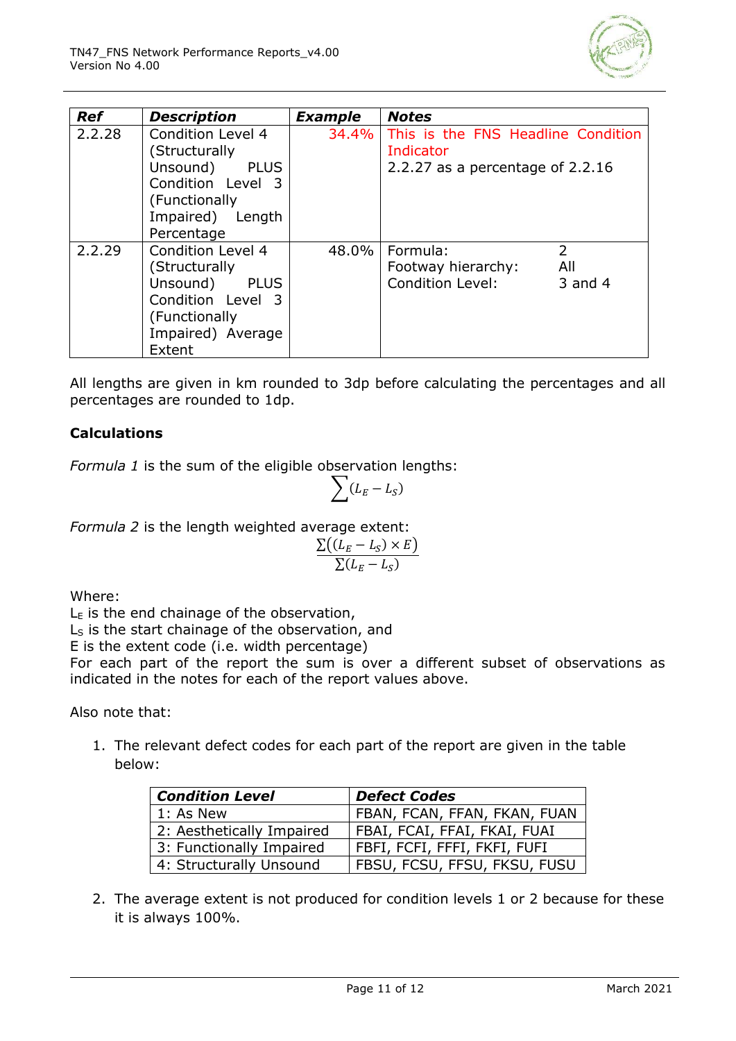| ***Ref*** | ***Description*** | ***Example*** | ***Notes*** |
|---|---|---|---|
| 2.2.28 | Condition Level 4 (Structurally Unsound) PLUS Condition Level 3 (Functionally Impaired) Length Percentage | 34.4% | This is the FNS Headline Condition Indicator<br>2.2.27 as a percentage of 2.2.16 |
| 2.2.29 | Condition Level 4 (Structurally Unsound) PLUS Condition Level 3 (Functionally Impaired) Average Extent | 48.0% | Formula: 2<br>Footway hierarchy: All<br>Condition Level: 3 and 4 |

All lengths are given in km rounded to 3dp before calculating the percentages and all percentages are rounded to 1dp.

**Calculations**

*Formula 1* is the sum of the eligible observation lengths:

$$\sum(L_E - L_S)$$

*Formula 2* is the length weighted average extent:

$$\frac{\sum((L_E - L_S) \times E)}{\sum(L_E - L_S)}$$

Where:
$L_E$ is the end chainage of the observation,
$L_S$ is the start chainage of the observation, and
E is the extent code (i.e. width percentage)
For each part of the report the sum is over a different subset of observations as indicated in the notes for each of the report values above.

Also note that:

1. The relevant defect codes for each part of the report are given in the table below:

| ***Condition Level*** | ***Defect Codes*** |
|---|---|
| 1: As New | FBAN, FCAN, FFAN, FKAN, FUAN |
| 2: Aesthetically Impaired | FBAI, FCAI, FFAI, FKAI, FUAI |
| 3: Functionally Impaired | FBFI, FCFI, FFFI, FKFI, FUFI |
| 4: Structurally Unsound | FBSU, FCSU, FFSU, FKSU, FUSU |

2. The average extent is not produced for condition levels 1 or 2 because for these it is always 100%.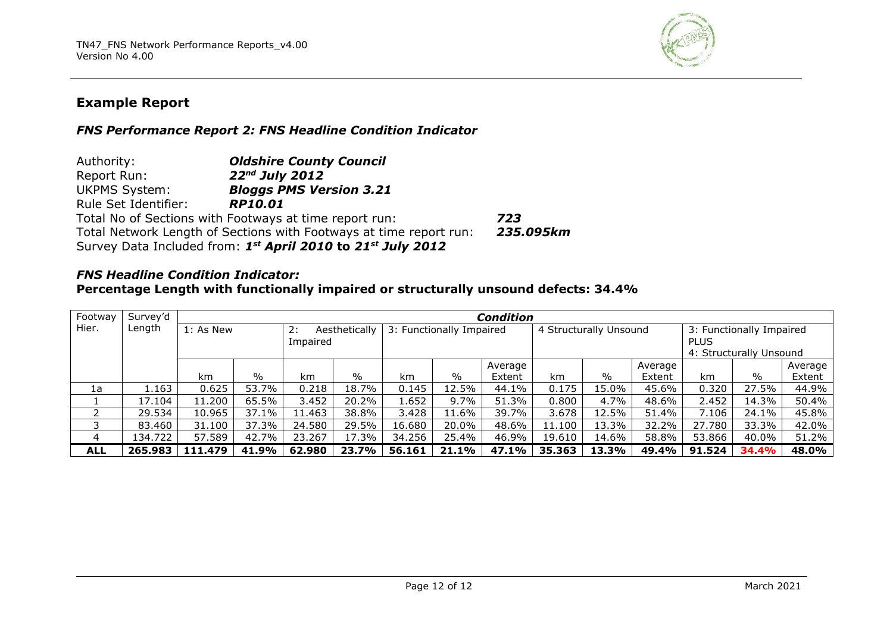## Example Report

### *FNS Performance Report 2: FNS Headline Condition Indicator*

Authority: ***Oldshire County Council***
Report Run: ***22nd July 2012***
UKPMS System: ***Bloggs PMS Version 3.21***
Rule Set Identifier: ***RP10.01***
Total No of Sections with Footways at time report run: ***723***
Total Network Length of Sections with Footways at time report run: ***235.095km***
Survey Data Included from: ***1st April 2010* to *21st July 2012***

### *FNS Headline Condition Indicator:*

**Percentage Length with functionally impaired or structurally unsound defects: 34.4%**

| Footway Hier. | Survey'd Length | ***Condition*** | | | | | | | | | | | | | |
|---|---|---|---|---|---|---|---|---|---|---|---|---|---|---|---|
| | | 1: As New | | 2: Aesthetically Impaired | | 3: Functionally Impaired | | | 4 Structurally Unsound | | | 3: Functionally Impaired PLUS 4: Structurally Unsound | | |
| | | km | % | km | % | km | % | Average Extent | km | % | Average Extent | km | % | Average Extent |
| 1a | 1.163 | 0.625 | 53.7% | 0.218 | 18.7% | 0.145 | 12.5% | 44.1% | 0.175 | 15.0% | 45.6% | 0.320 | 27.5% | 44.9% |
| 1 | 17.104 | 11.200 | 65.5% | 3.452 | 20.2% | 1.652 | 9.7% | 51.3% | 0.800 | 4.7% | 48.6% | 2.452 | 14.3% | 50.4% |
| 2 | 29.534 | 10.965 | 37.1% | 11.463 | 38.8% | 3.428 | 11.6% | 39.7% | 3.678 | 12.5% | 51.4% | 7.106 | 24.1% | 45.8% |
| 3 | 83.460 | 31.100 | 37.3% | 24.580 | 29.5% | 16.680 | 20.0% | 48.6% | 11.100 | 13.3% | 32.2% | 27.780 | 33.3% | 42.0% |
| 4 | 134.722 | 57.589 | 42.7% | 23.267 | 17.3% | 34.256 | 25.4% | 46.9% | 19.610 | 14.6% | 58.8% | 53.866 | 40.0% | 51.2% |
| **ALL** | **265.983** | **111.479** | **41.9%** | **62.980** | **23.7%** | **56.161** | **21.1%** | **47.1%** | **35.363** | **13.3%** | **49.4%** | **91.524** | **34.4%** | **48.0%** |